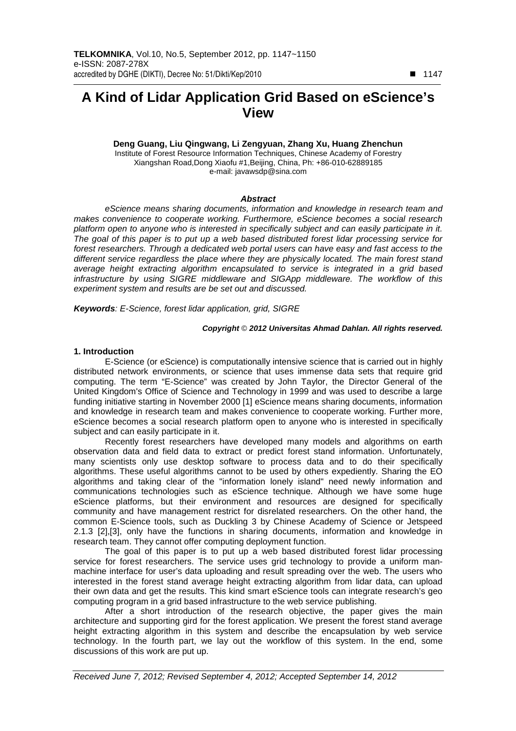# A Kind of Lidar Application Grid Based on eScience's View

**Deng Guang, Liu Qingwang, Li Zengyuan, Zhang Xu, Huang Zhenchun**

Institute of Forest Resource Information Techniques, Chinese Academy of Forestry
Xiangshan Road,Dong Xiaofu #1,Beijing, China, Ph: +86-010-62889185
e-mail: javawsdp@sina.com

***Abstract***

*eScience means sharing documents, information and knowledge in research team and makes convenience to cooperate working. Furthermore, eScience becomes a social research platform open to anyone who is interested in specifically subject and can easily participate in it. The goal of this paper is to put up a web based distributed forest lidar processing service for forest researchers. Through a dedicated web portal users can have easy and fast access to the different service regardless the place where they are physically located. The main forest stand average height extracting algorithm encapsulated to service is integrated in a grid based infrastructure by using SIGRE middleware and SIGApp middleware. The workflow of this experiment system and results are be set out and discussed.*

***Keywords****: E-Science, forest lidar application, grid, SIGRE*

***Copyright © 2012 Universitas Ahmad Dahlan. All rights reserved.***

## 1. Introduction

E-Science (or eScience) is computationally intensive science that is carried out in highly distributed network environments, or science that uses immense data sets that require grid computing. The term "E-Science" was created by John Taylor, the Director General of the United Kingdom's Office of Science and Technology in 1999 and was used to describe a large funding initiative starting in November 2000 [1] eScience means sharing documents, information and knowledge in research team and makes convenience to cooperate working. Further more, eScience becomes a social research platform open to anyone who is interested in specifically subject and can easily participate in it.

Recently forest researchers have developed many models and algorithms on earth observation data and field data to extract or predict forest stand information. Unfortunately, many scientists only use desktop software to process data and to do their specifically algorithms. These useful algorithms cannot to be used by others expediently. Sharing the EO algorithms and taking clear of the "information lonely island" need newly information and communications technologies such as eScience technique. Although we have some huge eScience platforms, but their environment and resources are designed for specifically community and have management restrict for disrelated researchers. On the other hand, the common E-Science tools, such as Duckling 3 by Chinese Academy of Science or Jetspeed 2.1.3 [2],[3], only have the functions in sharing documents, information and knowledge in research team. They cannot offer computing deployment function.

The goal of this paper is to put up a web based distributed forest lidar processing service for forest researchers. The service uses grid technology to provide a uniform man-machine interface for user's data uploading and result spreading over the web. The users who interested in the forest stand average height extracting algorithm from lidar data, can upload their own data and get the results. This kind smart eScience tools can integrate research's geo computing program in a grid based infrastructure to the web service publishing.

After a short introduction of the research objective, the paper gives the main architecture and supporting gird for the forest application. We present the forest stand average height extracting algorithm in this system and describe the encapsulation by web service technology. In the fourth part, we lay out the workflow of this system. In the end, some discussions of this work are put up.

*Received June 7, 2012; Revised September 4, 2012; Accepted September 14, 2012*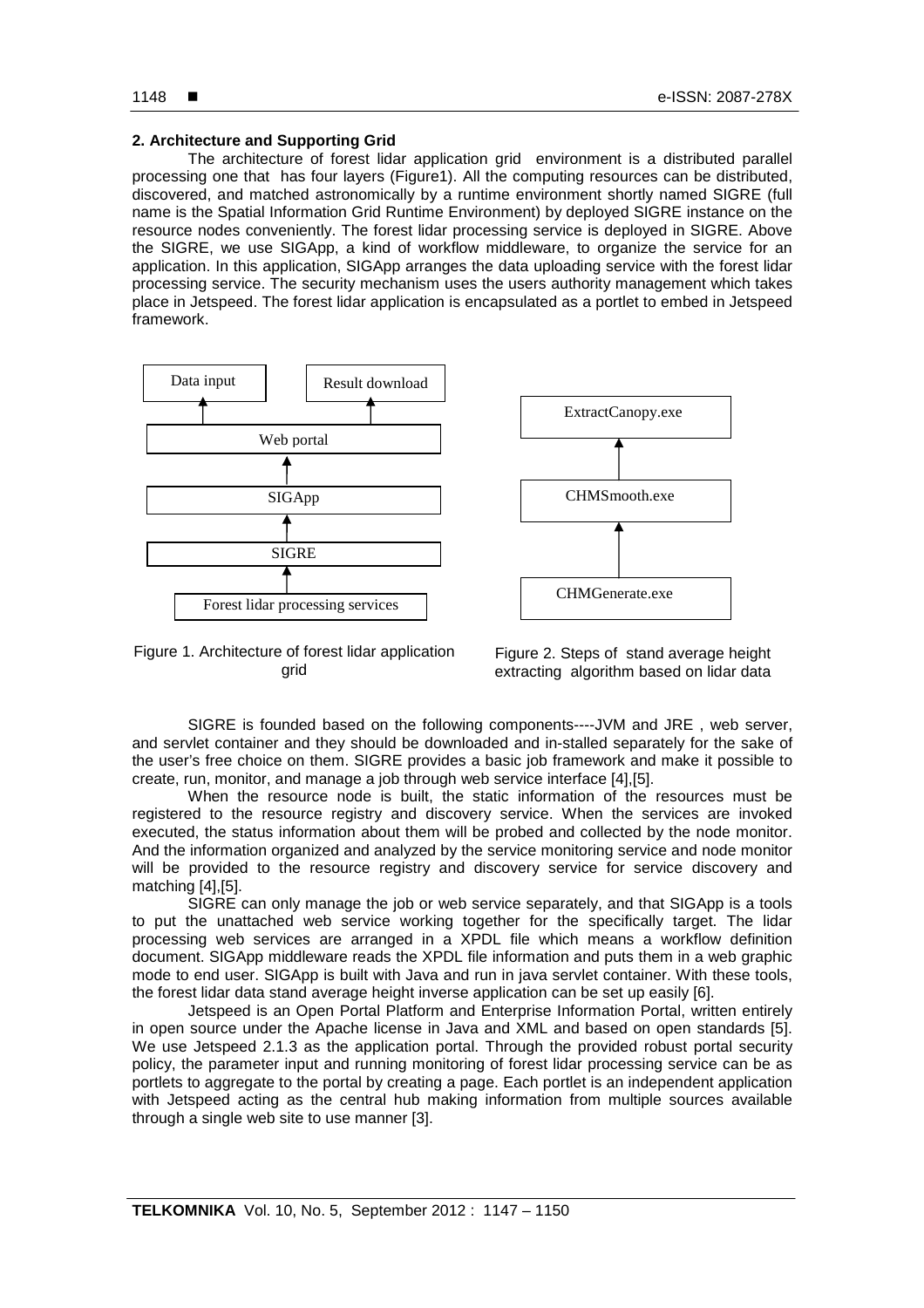## 2. Architecture and Supporting Grid

The architecture of forest lidar application grid environment is a distributed parallel processing one that has four layers (Figure1). All the computing resources can be distributed, discovered, and matched astronomically by a runtime environment shortly named SIGRE (full name is the Spatial Information Grid Runtime Environment) by deployed SIGRE instance on the resource nodes conveniently. The forest lidar processing service is deployed in SIGRE. Above the SIGRE, we use SIGApp, a kind of workflow middleware, to organize the service for an application. In this application, SIGApp arranges the data uploading service with the forest lidar processing service. The security mechanism uses the users authority management which takes place in Jetspeed. The forest lidar application is encapsulated as a portlet to embed in Jetspeed framework.

Figure 1. Architecture of forest lidar application grid

Figure 2. Steps of stand average height extracting algorithm based on lidar data

SIGRE is founded based on the following components----JVM and JRE , web server, and servlet container and they should be downloaded and in-stalled separately for the sake of the user's free choice on them. SIGRE provides a basic job framework and make it possible to create, run, monitor, and manage a job through web service interface [4],[5].

When the resource node is built, the static information of the resources must be registered to the resource registry and discovery service. When the services are invoked executed, the status information about them will be probed and collected by the node monitor. And the information organized and analyzed by the service monitoring service and node monitor will be provided to the resource registry and discovery service for service discovery and matching [4],[5].

SIGRE can only manage the job or web service separately, and that SIGApp is a tools to put the unattached web service working together for the specifically target. The lidar processing web services are arranged in a XPDL file which means a workflow definition document. SIGApp middleware reads the XPDL file information and puts them in a web graphic mode to end user. SIGApp is built with Java and run in java servlet container. With these tools, the forest lidar data stand average height inverse application can be set up easily [6].

Jetspeed is an Open Portal Platform and Enterprise Information Portal, written entirely in open source under the Apache license in Java and XML and based on open standards [5]. We use Jetspeed 2.1.3 as the application portal. Through the provided robust portal security policy, the parameter input and running monitoring of forest lidar processing service can be as portlets to aggregate to the portal by creating a page. Each portlet is an independent application with Jetspeed acting as the central hub making information from multiple sources available through a single web site to use manner [3].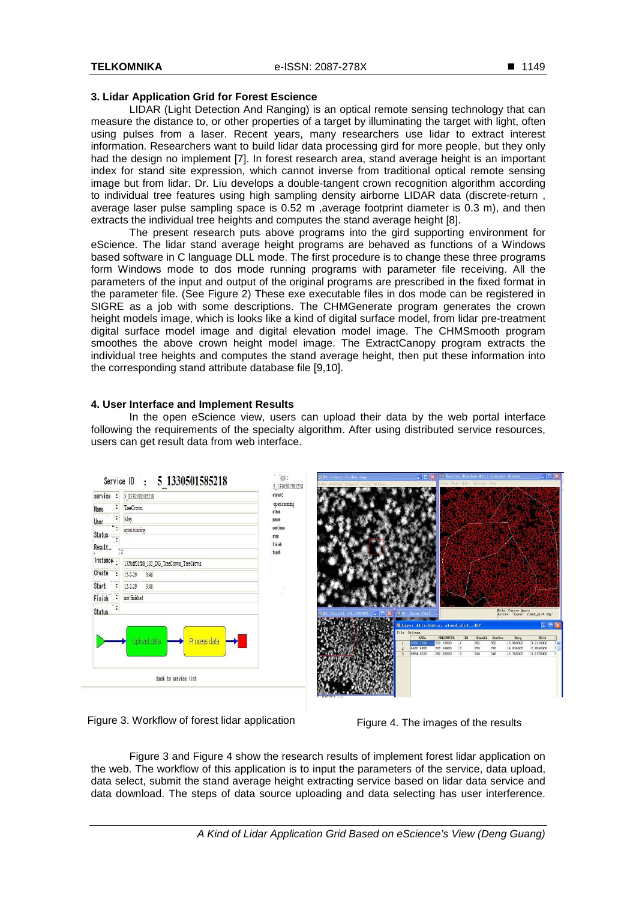### 3. Lidar Application Grid for Forest Escience

LIDAR (Light Detection And Ranging) is an optical remote sensing technology that can measure the distance to, or other properties of a target by illuminating the target with light, often using pulses from a laser. Recent years, many researchers use lidar to extract interest information. Researchers want to build lidar data processing gird for more people, but they only had the design no implement [7]. In forest research area, stand average height is an important index for stand site expression, which cannot inverse from traditional optical remote sensing image but from lidar. Dr. Liu develops a double-tangent crown recognition algorithm according to individual tree features using high sampling density airborne LIDAR data (discrete-return , average laser pulse sampling space is 0.52 m ,average footprint diameter is 0.3 m), and then extracts the individual tree heights and computes the stand average height [8].

The present research puts above programs into the gird supporting environment for eScience. The lidar stand average height programs are behaved as functions of a Windows based software in C language DLL mode. The first procedure is to change these three programs form Windows mode to dos mode running programs with parameter file receiving. All the parameters of the input and output of the original programs are prescribed in the fixed format in the parameter file. (See Figure 2) These exe executable files in dos mode can be registered in SIGRE as a job with some descriptions. The CHMGenerate program generates the crown height models image, which is looks like a kind of digital surface model, from lidar pre-treatment digital surface model image and digital elevation model image. The CHMSmooth program smoothes the above crown height model image. The ExtractCanopy program extracts the individual tree heights and computes the stand average height, then put these information into the corresponding stand attribute database file [9,10].

### 4. User Interface and Implement Results

In the open eScience view, users can upload their data by the web portal interface following the requirements of the specialty algorithm. After using distributed service resources, users can get result data from web interface.

Figure 3. Workflow of forest lidar application

Figure 4. The images of the results

Figure 3 and Figure 4 show the research results of implement forest lidar application on the web. The workflow of this application is to input the parameters of the service, data upload, data select, submit the stand average height extracting service based on lidar data service and data download. The steps of data source uploading and data selecting has user interference.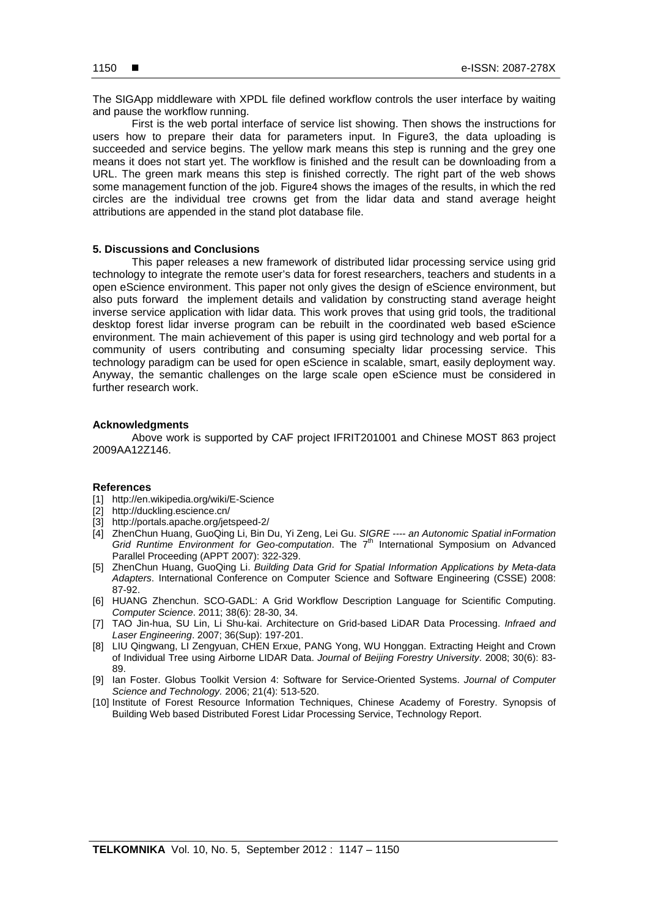The SIGApp middleware with XPDL file defined workflow controls the user interface by waiting and pause the workflow running.

First is the web portal interface of service list showing. Then shows the instructions for users how to prepare their data for parameters input. In Figure3, the data uploading is succeeded and service begins. The yellow mark means this step is running and the grey one means it does not start yet. The workflow is finished and the result can be downloading from a URL. The green mark means this step is finished correctly. The right part of the web shows some management function of the job. Figure4 shows the images of the results, in which the red circles are the individual tree crowns get from the lidar data and stand average height attributions are appended in the stand plot database file.

## 5. Discussions and Conclusions

This paper releases a new framework of distributed lidar processing service using grid technology to integrate the remote user's data for forest researchers, teachers and students in a open eScience environment. This paper not only gives the design of eScience environment, but also puts forward the implement details and validation by constructing stand average height inverse service application with lidar data. This work proves that using grid tools, the traditional desktop forest lidar inverse program can be rebuilt in the coordinated web based eScience environment. The main achievement of this paper is using gird technology and web portal for a community of users contributing and consuming specialty lidar processing service. This technology paradigm can be used for open eScience in scalable, smart, easily deployment way. Anyway, the semantic challenges on the large scale open eScience must be considered in further research work.

## Acknowledgments

Above work is supported by CAF project IFRIT201001 and Chinese MOST 863 project 2009AA12Z146.

## References

[1] http://en.wikipedia.org/wiki/E-Science

[2] http://duckling.escience.cn/

[3] http://portals.apache.org/jetspeed-2/

[4] ZhenChun Huang, GuoQing Li, Bin Du, Yi Zeng, Lei Gu. *SIGRE ---- an Autonomic Spatial inFormation Grid Runtime Environment for Geo-computation*. The 7th International Symposium on Advanced Parallel Proceeding (APPT 2007): 322-329.

[5] ZhenChun Huang, GuoQing Li. *Building Data Grid for Spatial Information Applications by Meta-data Adapters*. International Conference on Computer Science and Software Engineering (CSSE) 2008: 87-92.

[6] HUANG Zhenchun. SCO-GADL: A Grid Workflow Description Language for Scientific Computing. *Computer Science*. 2011; 38(6): 28-30, 34.

[7] TAO Jin-hua, SU Lin, Li Shu-kai. Architecture on Grid-based LiDAR Data Processing. *Infraed and Laser Engineering*. 2007; 36(Sup): 197-201.

[8] LIU Qingwang, LI Zengyuan, CHEN Erxue, PANG Yong, WU Honggan. Extracting Height and Crown of Individual Tree using Airborne LIDAR Data. *Journal of Beijing Forestry University*. 2008; 30(6): 83-89.

[9] Ian Foster. Globus Toolkit Version 4: Software for Service-Oriented Systems. *Journal of Computer Science and Technology*. 2006; 21(4): 513-520.

[10] Institute of Forest Resource Information Techniques, Chinese Academy of Forestry. Synopsis of Building Web based Distributed Forest Lidar Processing Service, Technology Report.